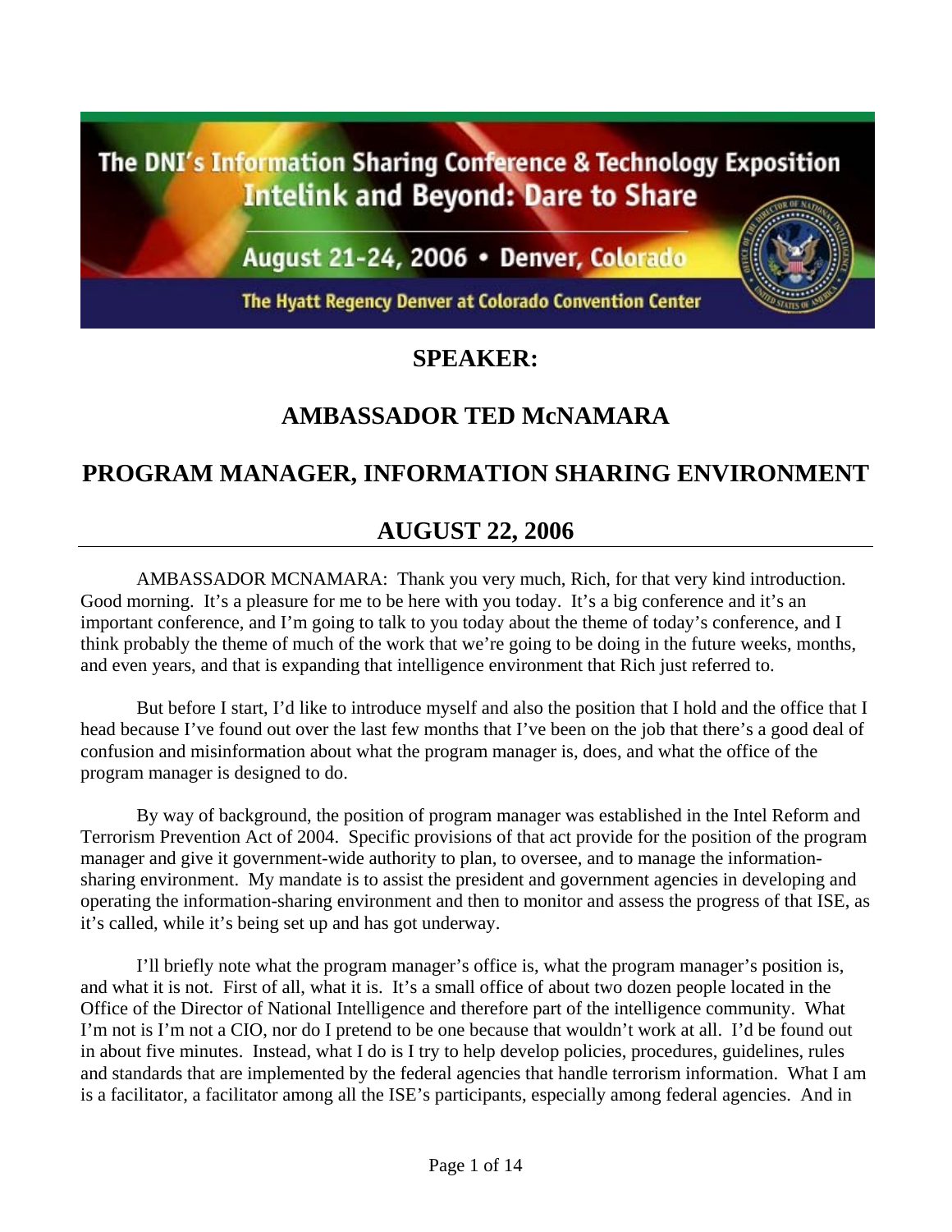The DNI's Information Sharing Conference & Technology Exposition
Intelink and Beyond: Dare to Share

August 21-24, 2006 • Denver, Colorado

The Hyatt Regency Denver at Colorado Convention Center

## SPEAKER:

## AMBASSADOR TED McNAMARA

## PROGRAM MANAGER, INFORMATION SHARING ENVIRONMENT

## AUGUST 22, 2006

---

AMBASSADOR MCNAMARA: Thank you very much, Rich, for that very kind introduction. Good morning. It's a pleasure for me to be here with you today. It's a big conference and it's an important conference, and I'm going to talk to you today about the theme of today's conference, and I think probably the theme of much of the work that we're going to be doing in the future weeks, months, and even years, and that is expanding that intelligence environment that Rich just referred to.

But before I start, I'd like to introduce myself and also the position that I hold and the office that I head because I've found out over the last few months that I've been on the job that there's a good deal of confusion and misinformation about what the program manager is, does, and what the office of the program manager is designed to do.

By way of background, the position of program manager was established in the Intel Reform and Terrorism Prevention Act of 2004. Specific provisions of that act provide for the position of the program manager and give it government-wide authority to plan, to oversee, and to manage the information-sharing environment. My mandate is to assist the president and government agencies in developing and operating the information-sharing environment and then to monitor and assess the progress of that ISE, as it's called, while it's being set up and has got underway.

I'll briefly note what the program manager's office is, what the program manager's position is, and what it is not. First of all, what it is. It's a small office of about two dozen people located in the Office of the Director of National Intelligence and therefore part of the intelligence community. What I'm not is I'm not a CIO, nor do I pretend to be one because that wouldn't work at all. I'd be found out in about five minutes. Instead, what I do is I try to help develop policies, procedures, guidelines, rules and standards that are implemented by the federal agencies that handle terrorism information. What I am is a facilitator, a facilitator among all the ISE's participants, especially among federal agencies. And in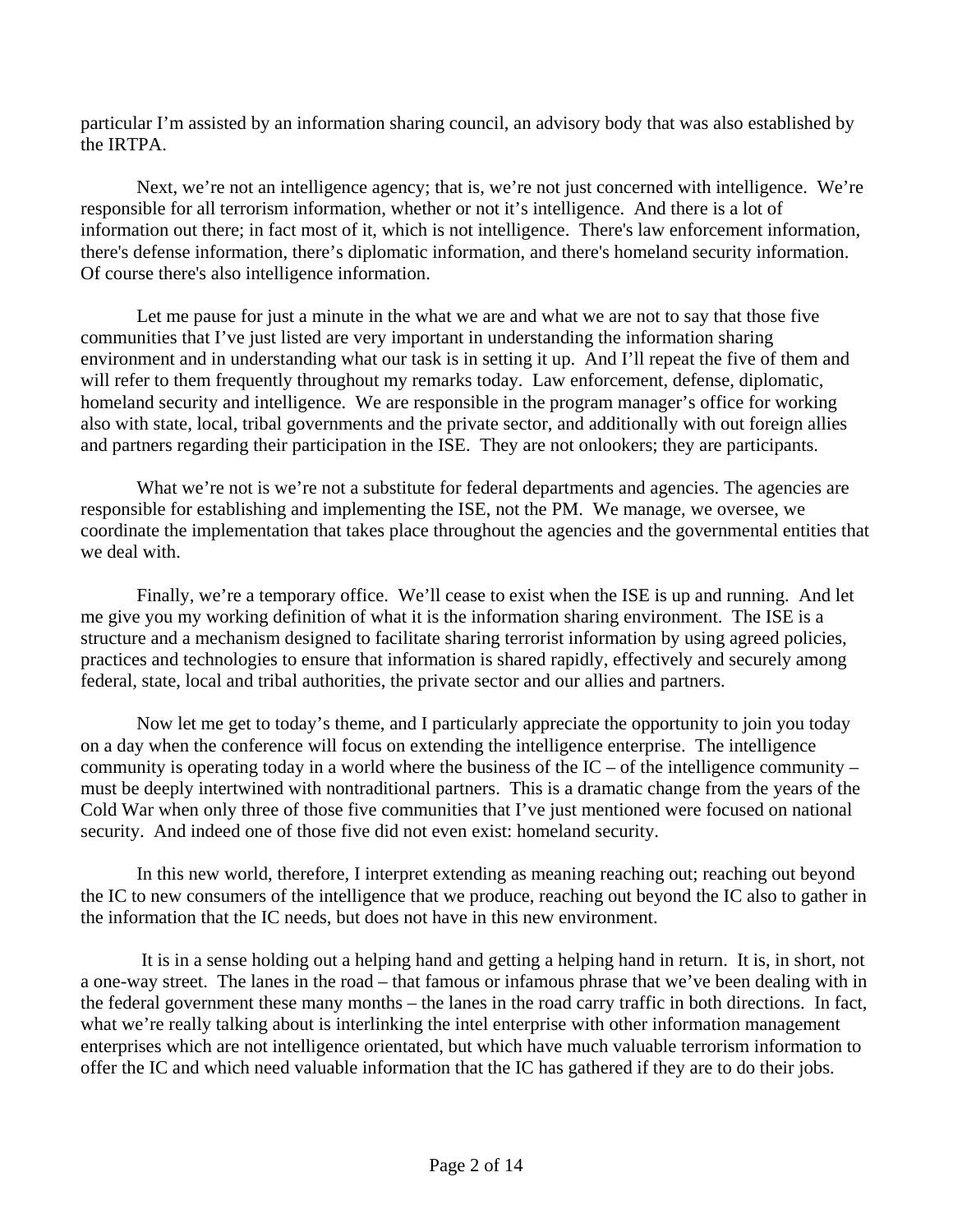particular I'm assisted by an information sharing council, an advisory body that was also established by the IRTPA.

Next, we're not an intelligence agency; that is, we're not just concerned with intelligence. We're responsible for all terrorism information, whether or not it's intelligence. And there is a lot of information out there; in fact most of it, which is not intelligence. There's law enforcement information, there's defense information, there's diplomatic information, and there's homeland security information. Of course there's also intelligence information.

Let me pause for just a minute in the what we are and what we are not to say that those five communities that I've just listed are very important in understanding the information sharing environment and in understanding what our task is in setting it up. And I'll repeat the five of them and will refer to them frequently throughout my remarks today. Law enforcement, defense, diplomatic, homeland security and intelligence. We are responsible in the program manager's office for working also with state, local, tribal governments and the private sector, and additionally with out foreign allies and partners regarding their participation in the ISE. They are not onlookers; they are participants.

What we're not is we're not a substitute for federal departments and agencies. The agencies are responsible for establishing and implementing the ISE, not the PM. We manage, we oversee, we coordinate the implementation that takes place throughout the agencies and the governmental entities that we deal with.

Finally, we're a temporary office. We'll cease to exist when the ISE is up and running. And let me give you my working definition of what it is the information sharing environment. The ISE is a structure and a mechanism designed to facilitate sharing terrorist information by using agreed policies, practices and technologies to ensure that information is shared rapidly, effectively and securely among federal, state, local and tribal authorities, the private sector and our allies and partners.

Now let me get to today's theme, and I particularly appreciate the opportunity to join you today on a day when the conference will focus on extending the intelligence enterprise. The intelligence community is operating today in a world where the business of the IC – of the intelligence community – must be deeply intertwined with nontraditional partners. This is a dramatic change from the years of the Cold War when only three of those five communities that I've just mentioned were focused on national security. And indeed one of those five did not even exist: homeland security.

In this new world, therefore, I interpret extending as meaning reaching out; reaching out beyond the IC to new consumers of the intelligence that we produce, reaching out beyond the IC also to gather in the information that the IC needs, but does not have in this new environment.

It is in a sense holding out a helping hand and getting a helping hand in return. It is, in short, not a one-way street. The lanes in the road – that famous or infamous phrase that we've been dealing with in the federal government these many months – the lanes in the road carry traffic in both directions. In fact, what we're really talking about is interlinking the intel enterprise with other information management enterprises which are not intelligence orientated, but which have much valuable terrorism information to offer the IC and which need valuable information that the IC has gathered if they are to do their jobs.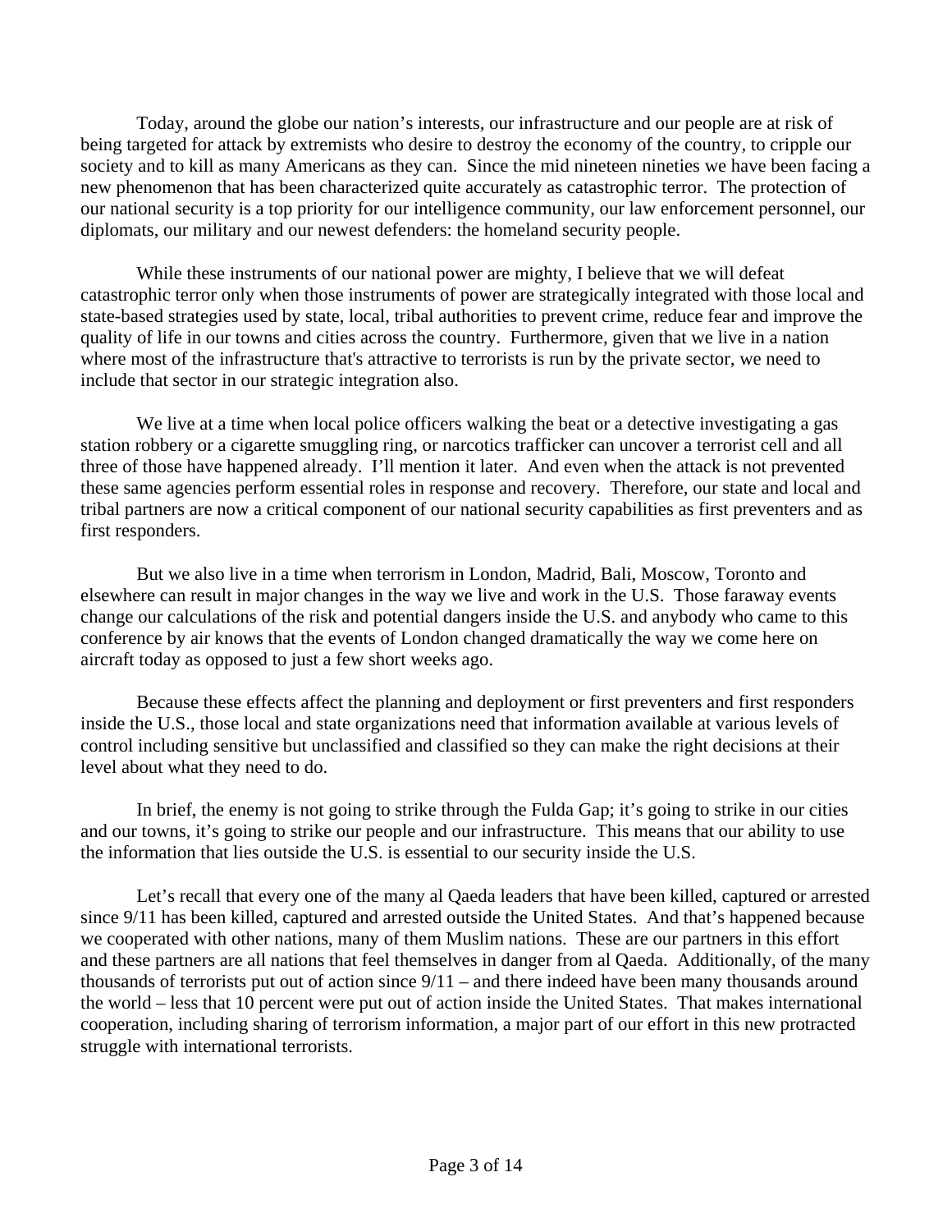Today, around the globe our nation's interests, our infrastructure and our people are at risk of being targeted for attack by extremists who desire to destroy the economy of the country, to cripple our society and to kill as many Americans as they can. Since the mid nineteen nineties we have been facing a new phenomenon that has been characterized quite accurately as catastrophic terror. The protection of our national security is a top priority for our intelligence community, our law enforcement personnel, our diplomats, our military and our newest defenders: the homeland security people.

While these instruments of our national power are mighty, I believe that we will defeat catastrophic terror only when those instruments of power are strategically integrated with those local and state-based strategies used by state, local, tribal authorities to prevent crime, reduce fear and improve the quality of life in our towns and cities across the country. Furthermore, given that we live in a nation where most of the infrastructure that's attractive to terrorists is run by the private sector, we need to include that sector in our strategic integration also.

We live at a time when local police officers walking the beat or a detective investigating a gas station robbery or a cigarette smuggling ring, or narcotics trafficker can uncover a terrorist cell and all three of those have happened already. I'll mention it later. And even when the attack is not prevented these same agencies perform essential roles in response and recovery. Therefore, our state and local and tribal partners are now a critical component of our national security capabilities as first preventers and as first responders.

But we also live in a time when terrorism in London, Madrid, Bali, Moscow, Toronto and elsewhere can result in major changes in the way we live and work in the U.S. Those faraway events change our calculations of the risk and potential dangers inside the U.S. and anybody who came to this conference by air knows that the events of London changed dramatically the way we come here on aircraft today as opposed to just a few short weeks ago.

Because these effects affect the planning and deployment or first preventers and first responders inside the U.S., those local and state organizations need that information available at various levels of control including sensitive but unclassified and classified so they can make the right decisions at their level about what they need to do.

In brief, the enemy is not going to strike through the Fulda Gap; it's going to strike in our cities and our towns, it's going to strike our people and our infrastructure. This means that our ability to use the information that lies outside the U.S. is essential to our security inside the U.S.

Let's recall that every one of the many al Qaeda leaders that have been killed, captured or arrested since 9/11 has been killed, captured and arrested outside the United States. And that's happened because we cooperated with other nations, many of them Muslim nations. These are our partners in this effort and these partners are all nations that feel themselves in danger from al Qaeda. Additionally, of the many thousands of terrorists put out of action since 9/11 – and there indeed have been many thousands around the world – less that 10 percent were put out of action inside the United States. That makes international cooperation, including sharing of terrorism information, a major part of our effort in this new protracted struggle with international terrorists.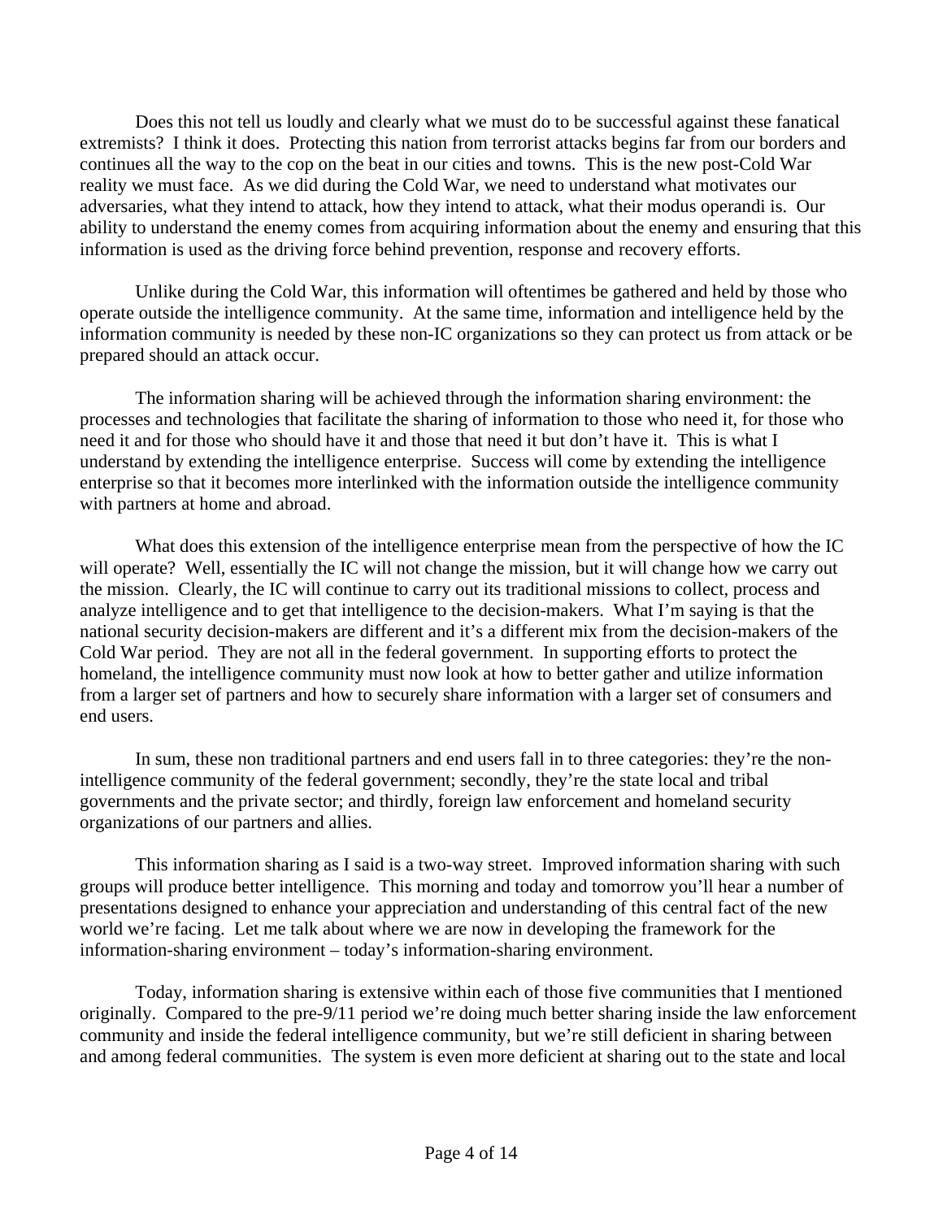Does this not tell us loudly and clearly what we must do to be successful against these fanatical extremists? I think it does. Protecting this nation from terrorist attacks begins far from our borders and continues all the way to the cop on the beat in our cities and towns. This is the new post-Cold War reality we must face. As we did during the Cold War, we need to understand what motivates our adversaries, what they intend to attack, how they intend to attack, what their modus operandi is. Our ability to understand the enemy comes from acquiring information about the enemy and ensuring that this information is used as the driving force behind prevention, response and recovery efforts.

Unlike during the Cold War, this information will oftentimes be gathered and held by those who operate outside the intelligence community. At the same time, information and intelligence held by the information community is needed by these non-IC organizations so they can protect us from attack or be prepared should an attack occur.

The information sharing will be achieved through the information sharing environment: the processes and technologies that facilitate the sharing of information to those who need it, for those who need it and for those who should have it and those that need it but don't have it. This is what I understand by extending the intelligence enterprise. Success will come by extending the intelligence enterprise so that it becomes more interlinked with the information outside the intelligence community with partners at home and abroad.

What does this extension of the intelligence enterprise mean from the perspective of how the IC will operate? Well, essentially the IC will not change the mission, but it will change how we carry out the mission. Clearly, the IC will continue to carry out its traditional missions to collect, process and analyze intelligence and to get that intelligence to the decision-makers. What I'm saying is that the national security decision-makers are different and it's a different mix from the decision-makers of the Cold War period. They are not all in the federal government. In supporting efforts to protect the homeland, the intelligence community must now look at how to better gather and utilize information from a larger set of partners and how to securely share information with a larger set of consumers and end users.

In sum, these non traditional partners and end users fall in to three categories: they're the non-intelligence community of the federal government; secondly, they're the state local and tribal governments and the private sector; and thirdly, foreign law enforcement and homeland security organizations of our partners and allies.

This information sharing as I said is a two-way street. Improved information sharing with such groups will produce better intelligence. This morning and today and tomorrow you'll hear a number of presentations designed to enhance your appreciation and understanding of this central fact of the new world we're facing. Let me talk about where we are now in developing the framework for the information-sharing environment – today's information-sharing environment.

Today, information sharing is extensive within each of those five communities that I mentioned originally. Compared to the pre-9/11 period we're doing much better sharing inside the law enforcement community and inside the federal intelligence community, but we're still deficient in sharing between and among federal communities. The system is even more deficient at sharing out to the state and local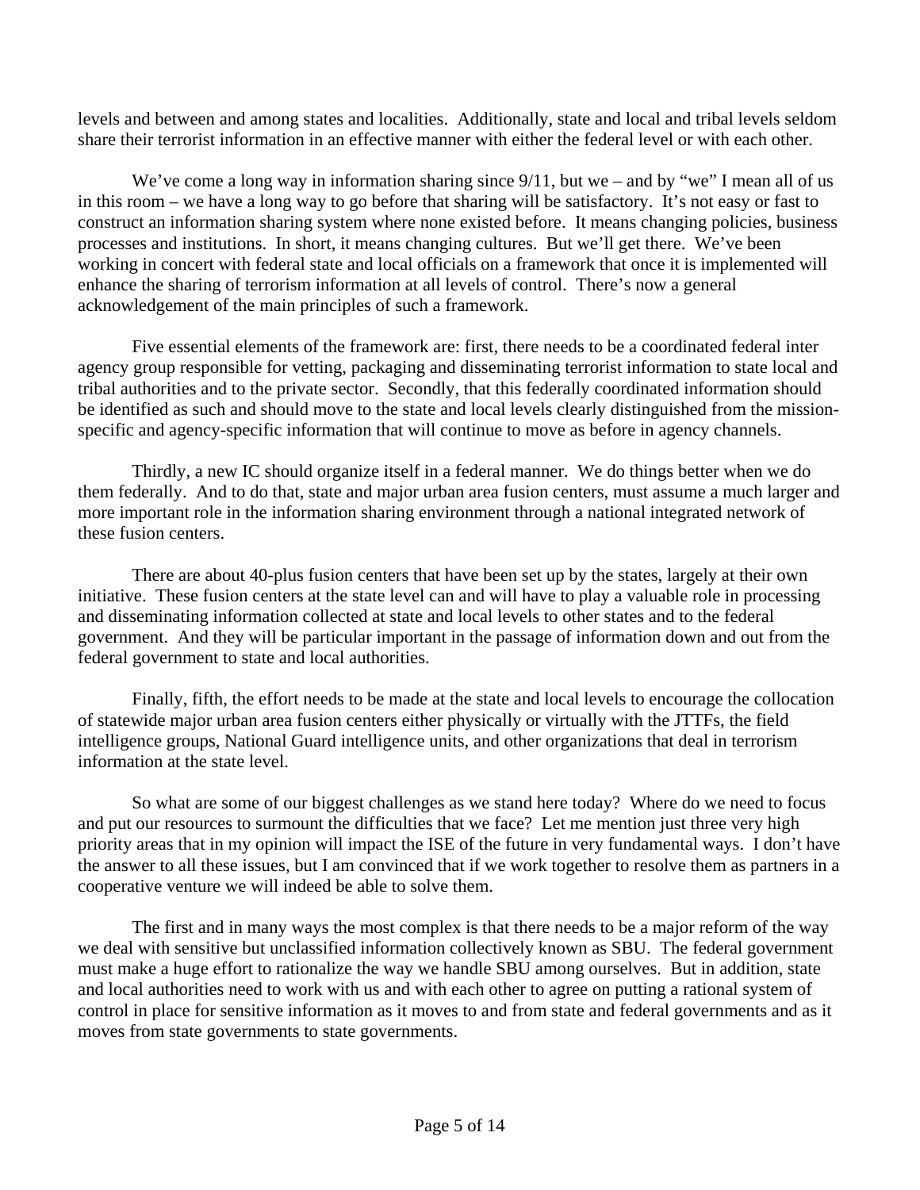levels and between and among states and localities. Additionally, state and local and tribal levels seldom share their terrorist information in an effective manner with either the federal level or with each other.

We've come a long way in information sharing since 9/11, but we – and by "we" I mean all of us in this room – we have a long way to go before that sharing will be satisfactory. It's not easy or fast to construct an information sharing system where none existed before. It means changing policies, business processes and institutions. In short, it means changing cultures. But we'll get there. We've been working in concert with federal state and local officials on a framework that once it is implemented will enhance the sharing of terrorism information at all levels of control. There's now a general acknowledgement of the main principles of such a framework.

Five essential elements of the framework are: first, there needs to be a coordinated federal inter agency group responsible for vetting, packaging and disseminating terrorist information to state local and tribal authorities and to the private sector. Secondly, that this federally coordinated information should be identified as such and should move to the state and local levels clearly distinguished from the mission-specific and agency-specific information that will continue to move as before in agency channels.

Thirdly, a new IC should organize itself in a federal manner. We do things better when we do them federally. And to do that, state and major urban area fusion centers, must assume a much larger and more important role in the information sharing environment through a national integrated network of these fusion centers.

There are about 40-plus fusion centers that have been set up by the states, largely at their own initiative. These fusion centers at the state level can and will have to play a valuable role in processing and disseminating information collected at state and local levels to other states and to the federal government. And they will be particular important in the passage of information down and out from the federal government to state and local authorities.

Finally, fifth, the effort needs to be made at the state and local levels to encourage the collocation of statewide major urban area fusion centers either physically or virtually with the JTTFs, the field intelligence groups, National Guard intelligence units, and other organizations that deal in terrorism information at the state level.

So what are some of our biggest challenges as we stand here today? Where do we need to focus and put our resources to surmount the difficulties that we face? Let me mention just three very high priority areas that in my opinion will impact the ISE of the future in very fundamental ways. I don't have the answer to all these issues, but I am convinced that if we work together to resolve them as partners in a cooperative venture we will indeed be able to solve them.

The first and in many ways the most complex is that there needs to be a major reform of the way we deal with sensitive but unclassified information collectively known as SBU. The federal government must make a huge effort to rationalize the way we handle SBU among ourselves. But in addition, state and local authorities need to work with us and with each other to agree on putting a rational system of control in place for sensitive information as it moves to and from state and federal governments and as it moves from state governments to state governments.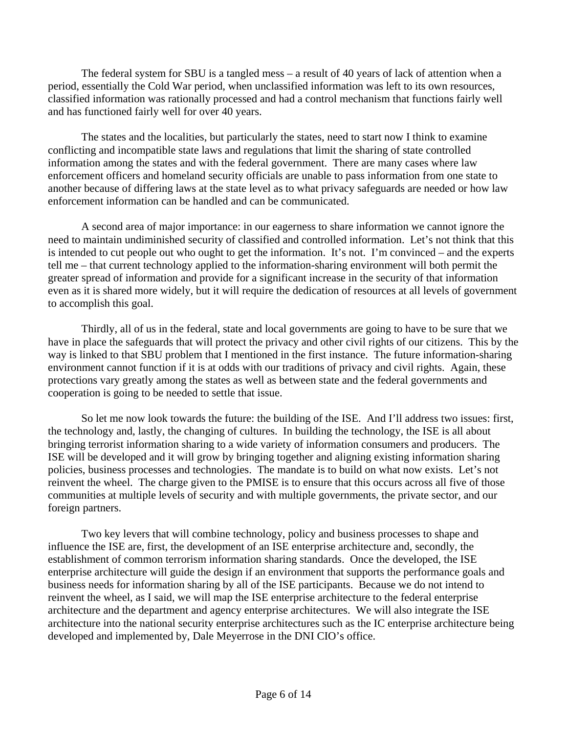The federal system for SBU is a tangled mess – a result of 40 years of lack of attention when a period, essentially the Cold War period, when unclassified information was left to its own resources, classified information was rationally processed and had a control mechanism that functions fairly well and has functioned fairly well for over 40 years.

The states and the localities, but particularly the states, need to start now I think to examine conflicting and incompatible state laws and regulations that limit the sharing of state controlled information among the states and with the federal government. There are many cases where law enforcement officers and homeland security officials are unable to pass information from one state to another because of differing laws at the state level as to what privacy safeguards are needed or how law enforcement information can be handled and can be communicated.

A second area of major importance: in our eagerness to share information we cannot ignore the need to maintain undiminished security of classified and controlled information. Let's not think that this is intended to cut people out who ought to get the information. It's not. I'm convinced – and the experts tell me – that current technology applied to the information-sharing environment will both permit the greater spread of information and provide for a significant increase in the security of that information even as it is shared more widely, but it will require the dedication of resources at all levels of government to accomplish this goal.

Thirdly, all of us in the federal, state and local governments are going to have to be sure that we have in place the safeguards that will protect the privacy and other civil rights of our citizens. This by the way is linked to that SBU problem that I mentioned in the first instance. The future information-sharing environment cannot function if it is at odds with our traditions of privacy and civil rights. Again, these protections vary greatly among the states as well as between state and the federal governments and cooperation is going to be needed to settle that issue.

So let me now look towards the future: the building of the ISE. And I'll address two issues: first, the technology and, lastly, the changing of cultures. In building the technology, the ISE is all about bringing terrorist information sharing to a wide variety of information consumers and producers. The ISE will be developed and it will grow by bringing together and aligning existing information sharing policies, business processes and technologies. The mandate is to build on what now exists. Let's not reinvent the wheel. The charge given to the PMISE is to ensure that this occurs across all five of those communities at multiple levels of security and with multiple governments, the private sector, and our foreign partners.

Two key levers that will combine technology, policy and business processes to shape and influence the ISE are, first, the development of an ISE enterprise architecture and, secondly, the establishment of common terrorism information sharing standards. Once the developed, the ISE enterprise architecture will guide the design if an environment that supports the performance goals and business needs for information sharing by all of the ISE participants. Because we do not intend to reinvent the wheel, as I said, we will map the ISE enterprise architecture to the federal enterprise architecture and the department and agency enterprise architectures. We will also integrate the ISE architecture into the national security enterprise architectures such as the IC enterprise architecture being developed and implemented by, Dale Meyerrose in the DNI CIO's office.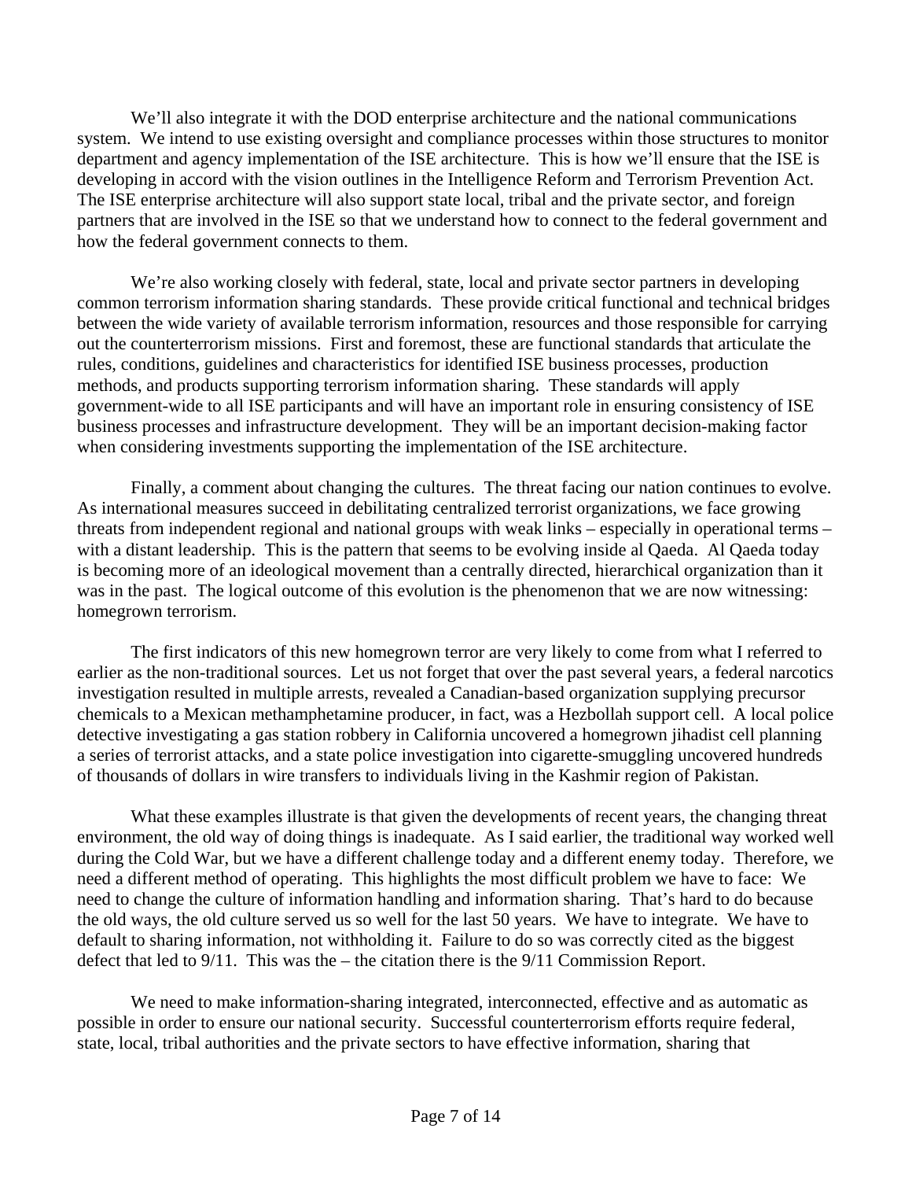We'll also integrate it with the DOD enterprise architecture and the national communications system. We intend to use existing oversight and compliance processes within those structures to monitor department and agency implementation of the ISE architecture. This is how we'll ensure that the ISE is developing in accord with the vision outlines in the Intelligence Reform and Terrorism Prevention Act. The ISE enterprise architecture will also support state local, tribal and the private sector, and foreign partners that are involved in the ISE so that we understand how to connect to the federal government and how the federal government connects to them.

We're also working closely with federal, state, local and private sector partners in developing common terrorism information sharing standards. These provide critical functional and technical bridges between the wide variety of available terrorism information, resources and those responsible for carrying out the counterterrorism missions. First and foremost, these are functional standards that articulate the rules, conditions, guidelines and characteristics for identified ISE business processes, production methods, and products supporting terrorism information sharing. These standards will apply government-wide to all ISE participants and will have an important role in ensuring consistency of ISE business processes and infrastructure development. They will be an important decision-making factor when considering investments supporting the implementation of the ISE architecture.

Finally, a comment about changing the cultures. The threat facing our nation continues to evolve. As international measures succeed in debilitating centralized terrorist organizations, we face growing threats from independent regional and national groups with weak links – especially in operational terms – with a distant leadership. This is the pattern that seems to be evolving inside al Qaeda. Al Qaeda today is becoming more of an ideological movement than a centrally directed, hierarchical organization than it was in the past. The logical outcome of this evolution is the phenomenon that we are now witnessing: homegrown terrorism.

The first indicators of this new homegrown terror are very likely to come from what I referred to earlier as the non-traditional sources. Let us not forget that over the past several years, a federal narcotics investigation resulted in multiple arrests, revealed a Canadian-based organization supplying precursor chemicals to a Mexican methamphetamine producer, in fact, was a Hezbollah support cell. A local police detective investigating a gas station robbery in California uncovered a homegrown jihadist cell planning a series of terrorist attacks, and a state police investigation into cigarette-smuggling uncovered hundreds of thousands of dollars in wire transfers to individuals living in the Kashmir region of Pakistan.

What these examples illustrate is that given the developments of recent years, the changing threat environment, the old way of doing things is inadequate. As I said earlier, the traditional way worked well during the Cold War, but we have a different challenge today and a different enemy today. Therefore, we need a different method of operating. This highlights the most difficult problem we have to face: We need to change the culture of information handling and information sharing. That's hard to do because the old ways, the old culture served us so well for the last 50 years. We have to integrate. We have to default to sharing information, not withholding it. Failure to do so was correctly cited as the biggest defect that led to 9/11. This was the – the citation there is the 9/11 Commission Report.

We need to make information-sharing integrated, interconnected, effective and as automatic as possible in order to ensure our national security. Successful counterterrorism efforts require federal, state, local, tribal authorities and the private sectors to have effective information, sharing that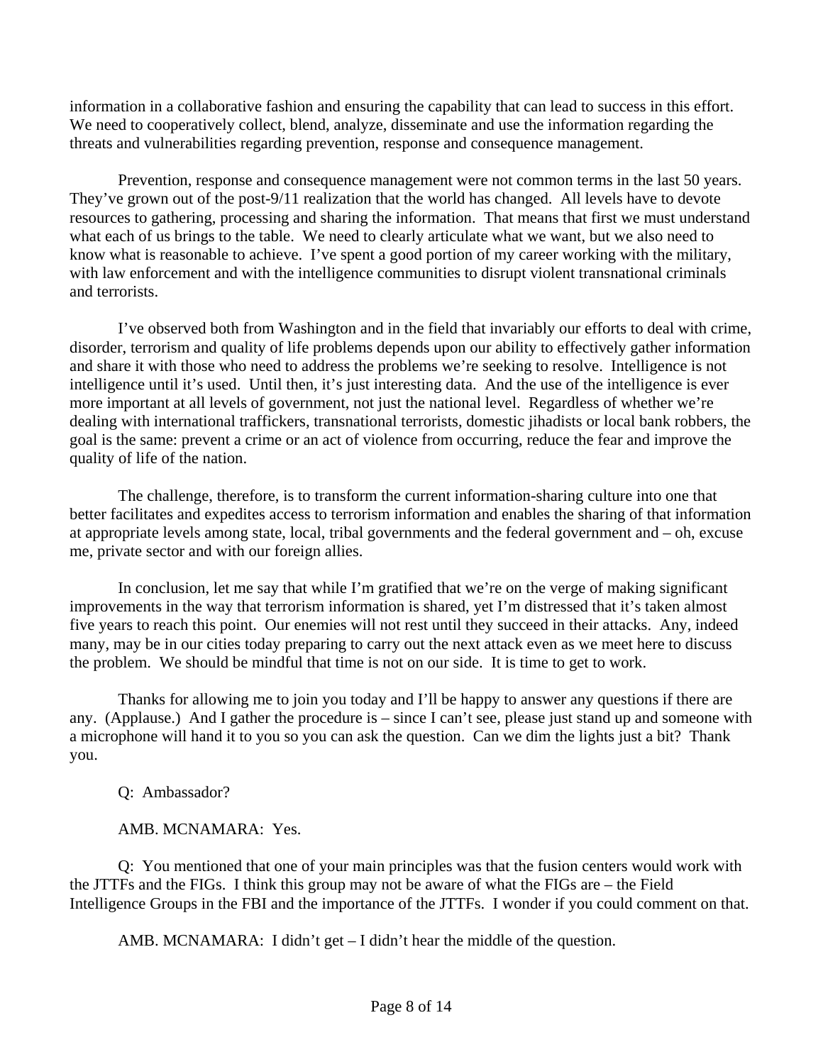information in a collaborative fashion and ensuring the capability that can lead to success in this effort. We need to cooperatively collect, blend, analyze, disseminate and use the information regarding the threats and vulnerabilities regarding prevention, response and consequence management.

Prevention, response and consequence management were not common terms in the last 50 years. They've grown out of the post-9/11 realization that the world has changed. All levels have to devote resources to gathering, processing and sharing the information. That means that first we must understand what each of us brings to the table. We need to clearly articulate what we want, but we also need to know what is reasonable to achieve. I've spent a good portion of my career working with the military, with law enforcement and with the intelligence communities to disrupt violent transnational criminals and terrorists.

I've observed both from Washington and in the field that invariably our efforts to deal with crime, disorder, terrorism and quality of life problems depends upon our ability to effectively gather information and share it with those who need to address the problems we're seeking to resolve. Intelligence is not intelligence until it's used. Until then, it's just interesting data. And the use of the intelligence is ever more important at all levels of government, not just the national level. Regardless of whether we're dealing with international traffickers, transnational terrorists, domestic jihadists or local bank robbers, the goal is the same: prevent a crime or an act of violence from occurring, reduce the fear and improve the quality of life of the nation.

The challenge, therefore, is to transform the current information-sharing culture into one that better facilitates and expedites access to terrorism information and enables the sharing of that information at appropriate levels among state, local, tribal governments and the federal government and – oh, excuse me, private sector and with our foreign allies.

In conclusion, let me say that while I'm gratified that we're on the verge of making significant improvements in the way that terrorism information is shared, yet I'm distressed that it's taken almost five years to reach this point. Our enemies will not rest until they succeed in their attacks. Any, indeed many, may be in our cities today preparing to carry out the next attack even as we meet here to discuss the problem. We should be mindful that time is not on our side. It is time to get to work.

Thanks for allowing me to join you today and I'll be happy to answer any questions if there are any. (Applause.) And I gather the procedure is – since I can't see, please just stand up and someone with a microphone will hand it to you so you can ask the question. Can we dim the lights just a bit? Thank you.

Q: Ambassador?

AMB. MCNAMARA: Yes.

Q: You mentioned that one of your main principles was that the fusion centers would work with the JTTFs and the FIGs. I think this group may not be aware of what the FIGs are – the Field Intelligence Groups in the FBI and the importance of the JTTFs. I wonder if you could comment on that.

AMB. MCNAMARA: I didn't get – I didn't hear the middle of the question.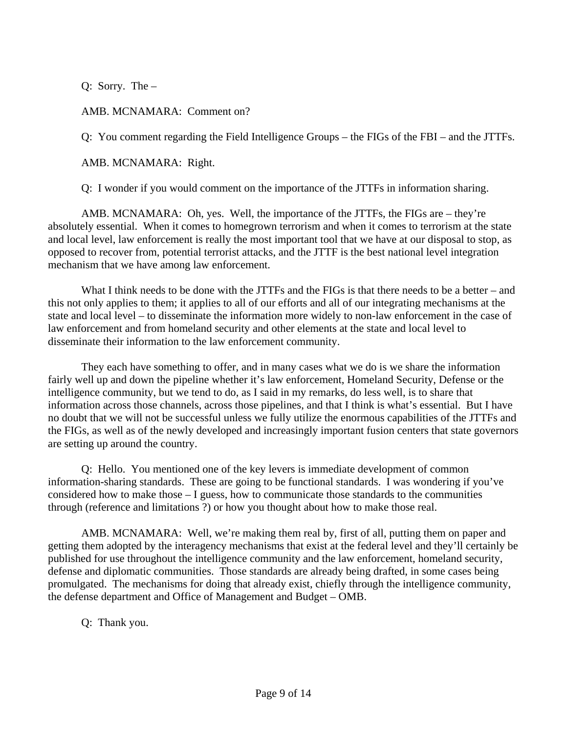Q: Sorry. The –

AMB. MCNAMARA: Comment on?

Q: You comment regarding the Field Intelligence Groups – the FIGs of the FBI – and the JTTFs.

AMB. MCNAMARA: Right.

Q: I wonder if you would comment on the importance of the JTTFs in information sharing.

AMB. MCNAMARA: Oh, yes. Well, the importance of the JTTFs, the FIGs are – they're absolutely essential. When it comes to homegrown terrorism and when it comes to terrorism at the state and local level, law enforcement is really the most important tool that we have at our disposal to stop, as opposed to recover from, potential terrorist attacks, and the JTTF is the best national level integration mechanism that we have among law enforcement.

What I think needs to be done with the JTTFs and the FIGs is that there needs to be a better – and this not only applies to them; it applies to all of our efforts and all of our integrating mechanisms at the state and local level – to disseminate the information more widely to non-law enforcement in the case of law enforcement and from homeland security and other elements at the state and local level to disseminate their information to the law enforcement community.

They each have something to offer, and in many cases what we do is we share the information fairly well up and down the pipeline whether it's law enforcement, Homeland Security, Defense or the intelligence community, but we tend to do, as I said in my remarks, do less well, is to share that information across those channels, across those pipelines, and that I think is what's essential. But I have no doubt that we will not be successful unless we fully utilize the enormous capabilities of the JTTFs and the FIGs, as well as of the newly developed and increasingly important fusion centers that state governors are setting up around the country.

Q: Hello. You mentioned one of the key levers is immediate development of common information-sharing standards. These are going to be functional standards. I was wondering if you've considered how to make those – I guess, how to communicate those standards to the communities through (reference and limitations ?) or how you thought about how to make those real.

AMB. MCNAMARA: Well, we're making them real by, first of all, putting them on paper and getting them adopted by the interagency mechanisms that exist at the federal level and they'll certainly be published for use throughout the intelligence community and the law enforcement, homeland security, defense and diplomatic communities. Those standards are already being drafted, in some cases being promulgated. The mechanisms for doing that already exist, chiefly through the intelligence community, the defense department and Office of Management and Budget – OMB.

Q: Thank you.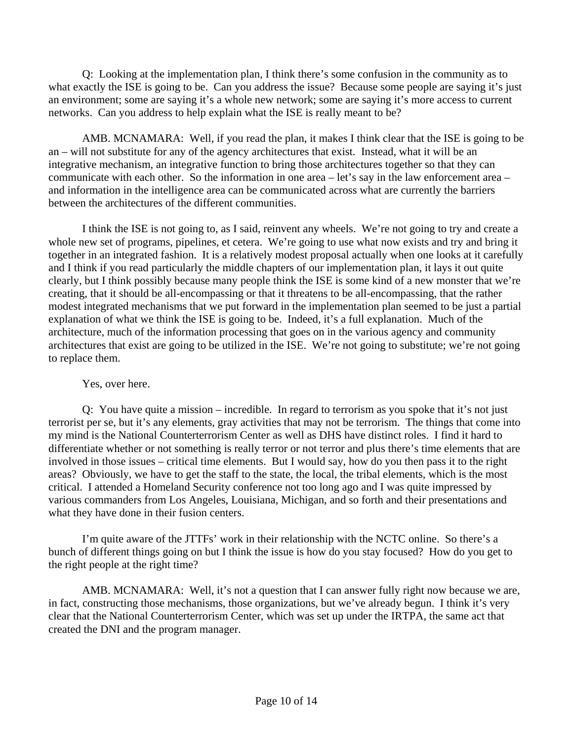Q: Looking at the implementation plan, I think there's some confusion in the community as to what exactly the ISE is going to be. Can you address the issue? Because some people are saying it's just an environment; some are saying it's a whole new network; some are saying it's more access to current networks. Can you address to help explain what the ISE is really meant to be?

AMB. MCNAMARA: Well, if you read the plan, it makes I think clear that the ISE is going to be an – will not substitute for any of the agency architectures that exist. Instead, what it will be an integrative mechanism, an integrative function to bring those architectures together so that they can communicate with each other. So the information in one area – let's say in the law enforcement area – and information in the intelligence area can be communicated across what are currently the barriers between the architectures of the different communities.

I think the ISE is not going to, as I said, reinvent any wheels. We're not going to try and create a whole new set of programs, pipelines, et cetera. We're going to use what now exists and try and bring it together in an integrated fashion. It is a relatively modest proposal actually when one looks at it carefully and I think if you read particularly the middle chapters of our implementation plan, it lays it out quite clearly, but I think possibly because many people think the ISE is some kind of a new monster that we're creating, that it should be all-encompassing or that it threatens to be all-encompassing, that the rather modest integrated mechanisms that we put forward in the implementation plan seemed to be just a partial explanation of what we think the ISE is going to be. Indeed, it's a full explanation. Much of the architecture, much of the information processing that goes on in the various agency and community architectures that exist are going to be utilized in the ISE. We're not going to substitute; we're not going to replace them.

Yes, over here.

Q: You have quite a mission – incredible. In regard to terrorism as you spoke that it's not just terrorist per se, but it's any elements, gray activities that may not be terrorism. The things that come into my mind is the National Counterterrorism Center as well as DHS have distinct roles. I find it hard to differentiate whether or not something is really terror or not terror and plus there's time elements that are involved in those issues – critical time elements. But I would say, how do you then pass it to the right areas? Obviously, we have to get the staff to the state, the local, the tribal elements, which is the most critical. I attended a Homeland Security conference not too long ago and I was quite impressed by various commanders from Los Angeles, Louisiana, Michigan, and so forth and their presentations and what they have done in their fusion centers.

I'm quite aware of the JTTFs' work in their relationship with the NCTC online. So there's a bunch of different things going on but I think the issue is how do you stay focused? How do you get to the right people at the right time?

AMB. MCNAMARA: Well, it's not a question that I can answer fully right now because we are, in fact, constructing those mechanisms, those organizations, but we've already begun. I think it's very clear that the National Counterterrorism Center, which was set up under the IRTPA, the same act that created the DNI and the program manager.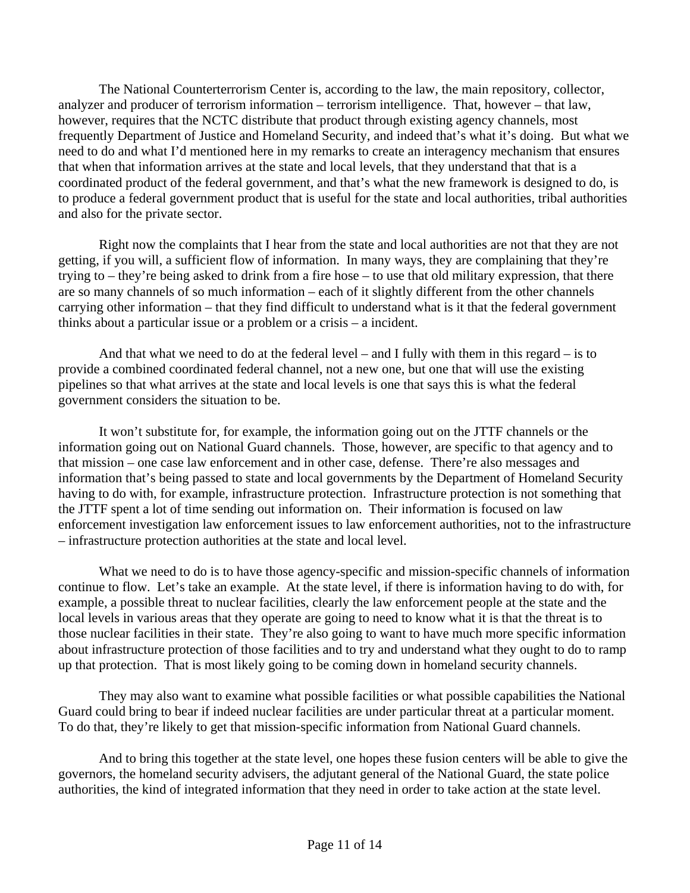The National Counterterrorism Center is, according to the law, the main repository, collector, analyzer and producer of terrorism information – terrorism intelligence. That, however – that law, however, requires that the NCTC distribute that product through existing agency channels, most frequently Department of Justice and Homeland Security, and indeed that's what it's doing. But what we need to do and what I'd mentioned here in my remarks to create an interagency mechanism that ensures that when that information arrives at the state and local levels, that they understand that that is a coordinated product of the federal government, and that's what the new framework is designed to do, is to produce a federal government product that is useful for the state and local authorities, tribal authorities and also for the private sector.

Right now the complaints that I hear from the state and local authorities are not that they are not getting, if you will, a sufficient flow of information. In many ways, they are complaining that they're trying to – they're being asked to drink from a fire hose – to use that old military expression, that there are so many channels of so much information – each of it slightly different from the other channels carrying other information – that they find difficult to understand what is it that the federal government thinks about a particular issue or a problem or a crisis – a incident.

And that what we need to do at the federal level – and I fully with them in this regard – is to provide a combined coordinated federal channel, not a new one, but one that will use the existing pipelines so that what arrives at the state and local levels is one that says this is what the federal government considers the situation to be.

It won't substitute for, for example, the information going out on the JTTF channels or the information going out on National Guard channels. Those, however, are specific to that agency and to that mission – one case law enforcement and in other case, defense. There're also messages and information that's being passed to state and local governments by the Department of Homeland Security having to do with, for example, infrastructure protection. Infrastructure protection is not something that the JTTF spent a lot of time sending out information on. Their information is focused on law enforcement investigation law enforcement issues to law enforcement authorities, not to the infrastructure – infrastructure protection authorities at the state and local level.

What we need to do is to have those agency-specific and mission-specific channels of information continue to flow. Let's take an example. At the state level, if there is information having to do with, for example, a possible threat to nuclear facilities, clearly the law enforcement people at the state and the local levels in various areas that they operate are going to need to know what it is that the threat is to those nuclear facilities in their state. They're also going to want to have much more specific information about infrastructure protection of those facilities and to try and understand what they ought to do to ramp up that protection. That is most likely going to be coming down in homeland security channels.

They may also want to examine what possible facilities or what possible capabilities the National Guard could bring to bear if indeed nuclear facilities are under particular threat at a particular moment. To do that, they're likely to get that mission-specific information from National Guard channels.

And to bring this together at the state level, one hopes these fusion centers will be able to give the governors, the homeland security advisers, the adjutant general of the National Guard, the state police authorities, the kind of integrated information that they need in order to take action at the state level.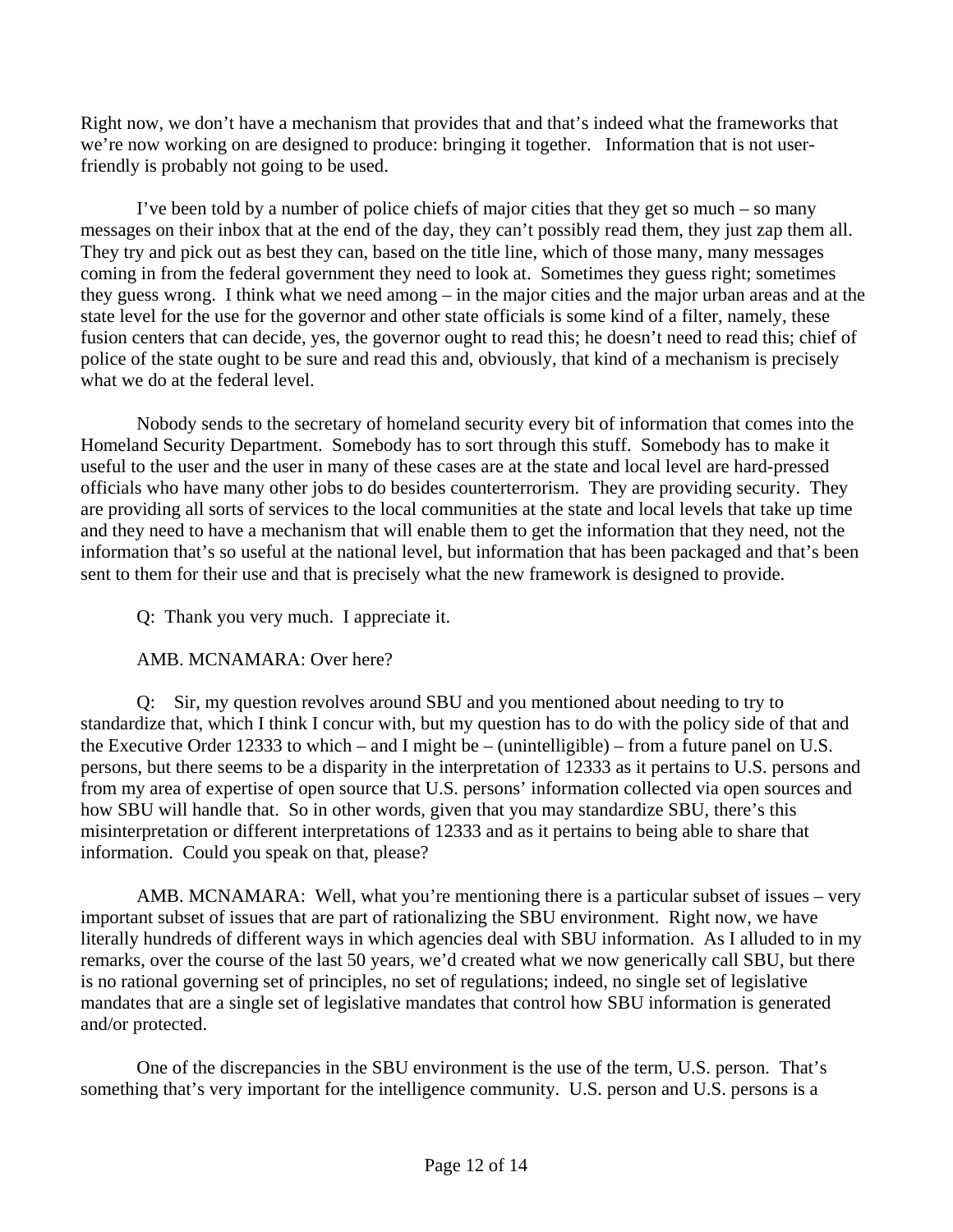Right now, we don't have a mechanism that provides that and that's indeed what the frameworks that we're now working on are designed to produce: bringing it together. Information that is not user-friendly is probably not going to be used.

I've been told by a number of police chiefs of major cities that they get so much – so many messages on their inbox that at the end of the day, they can't possibly read them, they just zap them all. They try and pick out as best they can, based on the title line, which of those many, many messages coming in from the federal government they need to look at. Sometimes they guess right; sometimes they guess wrong. I think what we need among – in the major cities and the major urban areas and at the state level for the use for the governor and other state officials is some kind of a filter, namely, these fusion centers that can decide, yes, the governor ought to read this; he doesn't need to read this; chief of police of the state ought to be sure and read this and, obviously, that kind of a mechanism is precisely what we do at the federal level.

Nobody sends to the secretary of homeland security every bit of information that comes into the Homeland Security Department. Somebody has to sort through this stuff. Somebody has to make it useful to the user and the user in many of these cases are at the state and local level are hard-pressed officials who have many other jobs to do besides counterterrorism. They are providing security. They are providing all sorts of services to the local communities at the state and local levels that take up time and they need to have a mechanism that will enable them to get the information that they need, not the information that's so useful at the national level, but information that has been packaged and that's been sent to them for their use and that is precisely what the new framework is designed to provide.

Q: Thank you very much. I appreciate it.

AMB. MCNAMARA: Over here?

Q: Sir, my question revolves around SBU and you mentioned about needing to try to standardize that, which I think I concur with, but my question has to do with the policy side of that and the Executive Order 12333 to which – and I might be – (unintelligible) – from a future panel on U.S. persons, but there seems to be a disparity in the interpretation of 12333 as it pertains to U.S. persons and from my area of expertise of open source that U.S. persons' information collected via open sources and how SBU will handle that. So in other words, given that you may standardize SBU, there's this misinterpretation or different interpretations of 12333 and as it pertains to being able to share that information. Could you speak on that, please?

AMB. MCNAMARA: Well, what you're mentioning there is a particular subset of issues – very important subset of issues that are part of rationalizing the SBU environment. Right now, we have literally hundreds of different ways in which agencies deal with SBU information. As I alluded to in my remarks, over the course of the last 50 years, we'd created what we now generically call SBU, but there is no rational governing set of principles, no set of regulations; indeed, no single set of legislative mandates that are a single set of legislative mandates that control how SBU information is generated and/or protected.

One of the discrepancies in the SBU environment is the use of the term, U.S. person. That's something that's very important for the intelligence community. U.S. person and U.S. persons is a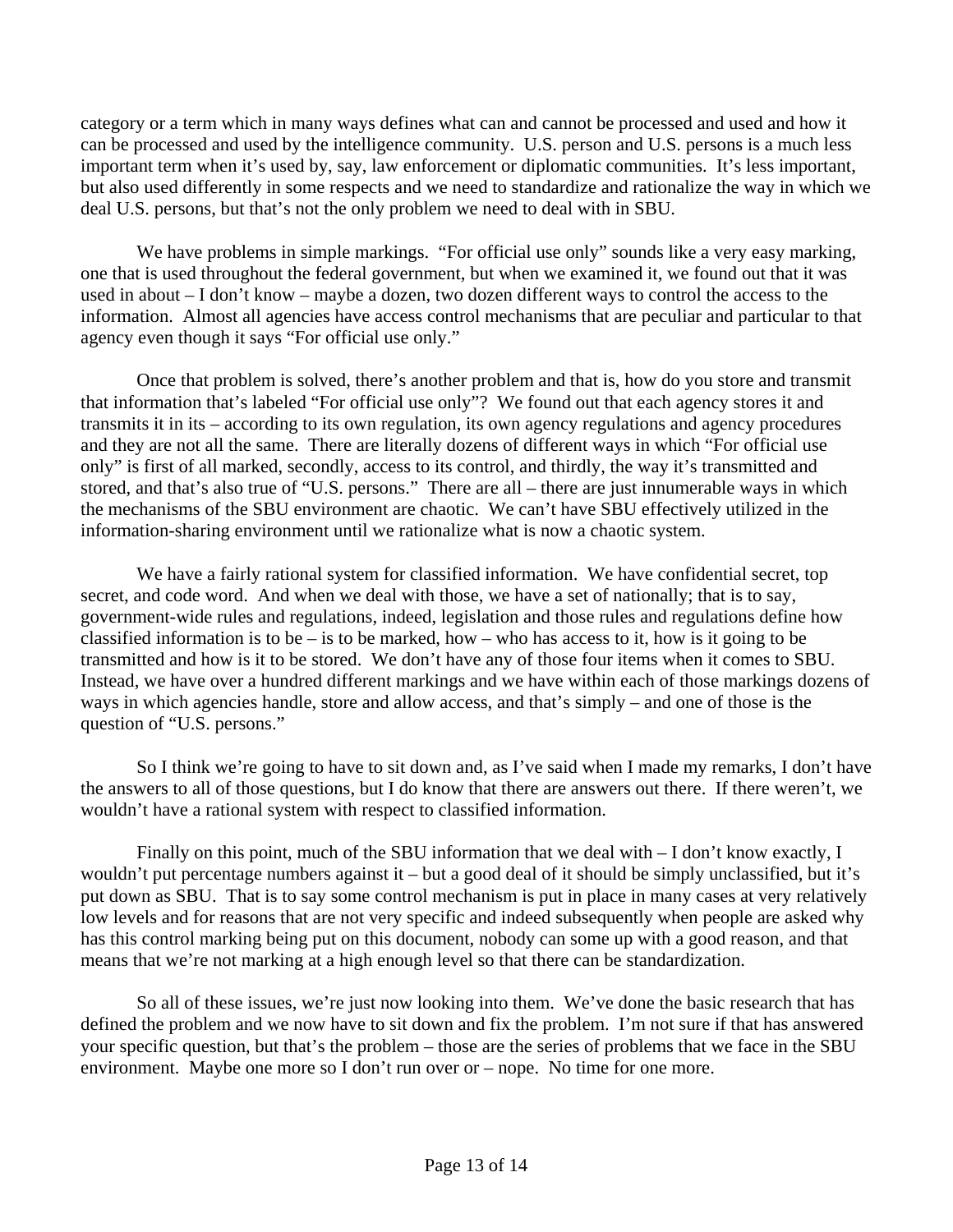category or a term which in many ways defines what can and cannot be processed and used and how it can be processed and used by the intelligence community. U.S. person and U.S. persons is a much less important term when it's used by, say, law enforcement or diplomatic communities. It's less important, but also used differently in some respects and we need to standardize and rationalize the way in which we deal U.S. persons, but that's not the only problem we need to deal with in SBU.

We have problems in simple markings. "For official use only" sounds like a very easy marking, one that is used throughout the federal government, but when we examined it, we found out that it was used in about – I don't know – maybe a dozen, two dozen different ways to control the access to the information. Almost all agencies have access control mechanisms that are peculiar and particular to that agency even though it says "For official use only."

Once that problem is solved, there's another problem and that is, how do you store and transmit that information that's labeled "For official use only"? We found out that each agency stores it and transmits it in its – according to its own regulation, its own agency regulations and agency procedures and they are not all the same. There are literally dozens of different ways in which "For official use only" is first of all marked, secondly, access to its control, and thirdly, the way it's transmitted and stored, and that's also true of "U.S. persons." There are all – there are just innumerable ways in which the mechanisms of the SBU environment are chaotic. We can't have SBU effectively utilized in the information-sharing environment until we rationalize what is now a chaotic system.

We have a fairly rational system for classified information. We have confidential secret, top secret, and code word. And when we deal with those, we have a set of nationally; that is to say, government-wide rules and regulations, indeed, legislation and those rules and regulations define how classified information is to be – is to be marked, how – who has access to it, how is it going to be transmitted and how is it to be stored. We don't have any of those four items when it comes to SBU. Instead, we have over a hundred different markings and we have within each of those markings dozens of ways in which agencies handle, store and allow access, and that's simply – and one of those is the question of "U.S. persons."

So I think we're going to have to sit down and, as I've said when I made my remarks, I don't have the answers to all of those questions, but I do know that there are answers out there. If there weren't, we wouldn't have a rational system with respect to classified information.

Finally on this point, much of the SBU information that we deal with – I don't know exactly, I wouldn't put percentage numbers against it – but a good deal of it should be simply unclassified, but it's put down as SBU. That is to say some control mechanism is put in place in many cases at very relatively low levels and for reasons that are not very specific and indeed subsequently when people are asked why has this control marking being put on this document, nobody can some up with a good reason, and that means that we're not marking at a high enough level so that there can be standardization.

So all of these issues, we're just now looking into them. We've done the basic research that has defined the problem and we now have to sit down and fix the problem. I'm not sure if that has answered your specific question, but that's the problem – those are the series of problems that we face in the SBU environment. Maybe one more so I don't run over or – nope. No time for one more.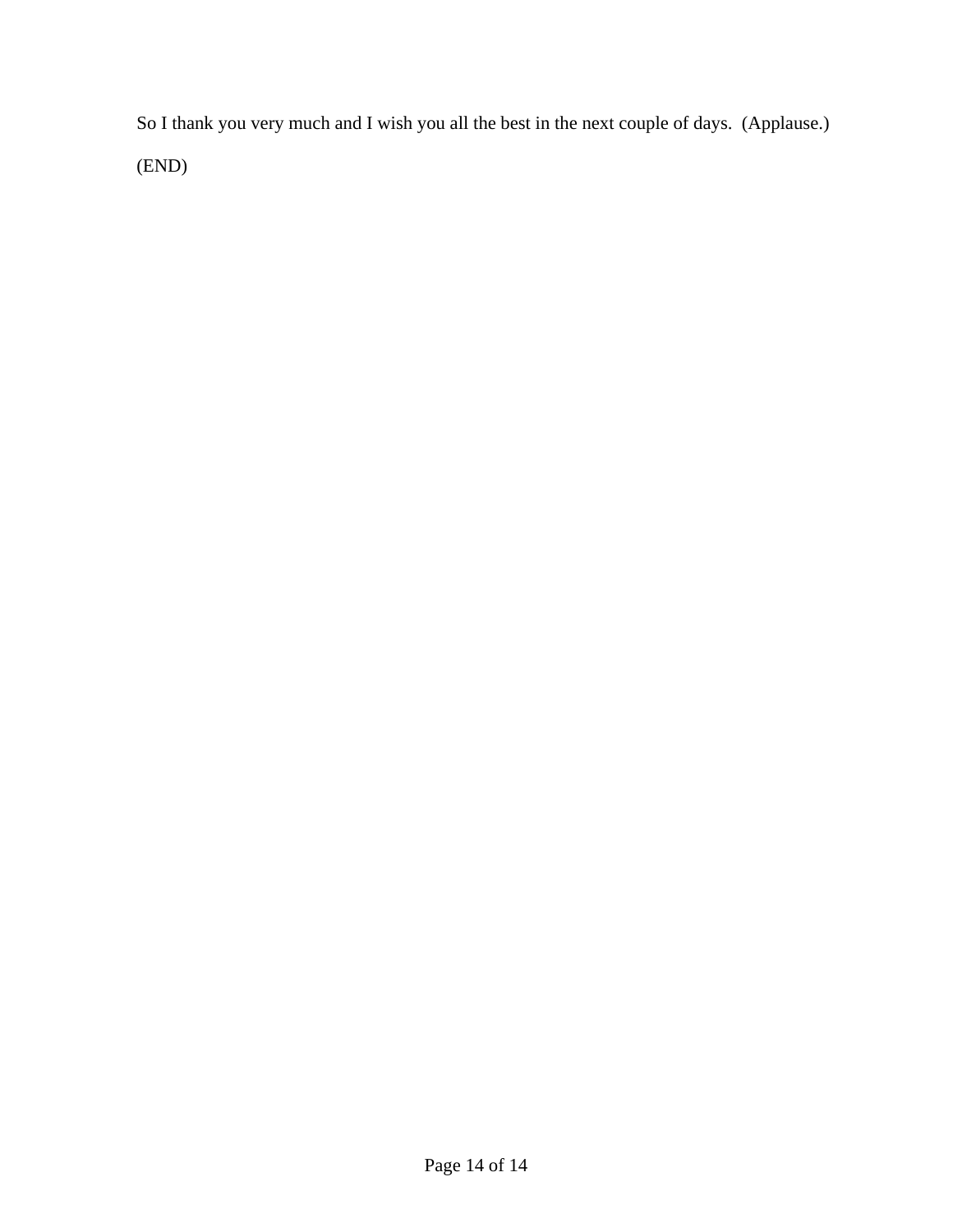So I thank you very much and I wish you all the best in the next couple of days.  (Applause.)

(END)